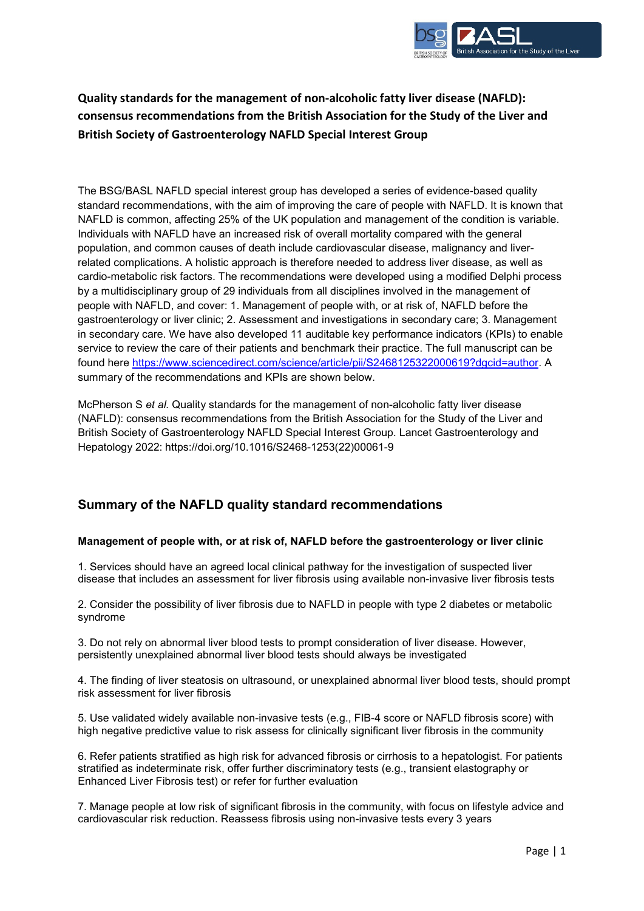**Quality standards for the management of non-alcoholic fatty liver disease (NAFLD): consensus recommendations from the British Association for the Study of the Liver and British Society of Gastroenterology NAFLD Special Interest Group**

The BSG/BASL NAFLD special interest group has developed a series of evidence-based quality standard recommendations, with the aim of improving the care of people with NAFLD. It is known that NAFLD is common, affecting 25% of the UK population and management of the condition is variable. Individuals with NAFLD have an increased risk of overall mortality compared with the general population, and common causes of death include cardiovascular disease, malignancy and liver-related complications. A holistic approach is therefore needed to address liver disease, as well as cardio-metabolic risk factors. The recommendations were developed using a modified Delphi process by a multidisciplinary group of 29 individuals from all disciplines involved in the management of people with NAFLD, and cover: 1. Management of people with, or at risk of, NAFLD before the gastroenterology or liver clinic; 2. Assessment and investigations in secondary care; 3. Management in secondary care. We have also developed 11 auditable key performance indicators (KPIs) to enable service to review the care of their patients and benchmark their practice. The full manuscript can be found here https://www.sciencedirect.com/science/article/pii/S2468125322000619?dgcid=author. A summary of the recommendations and KPIs are shown below.

McPherson S *et al.* Quality standards for the management of non-alcoholic fatty liver disease (NAFLD): consensus recommendations from the British Association for the Study of the Liver and British Society of Gastroenterology NAFLD Special Interest Group. Lancet Gastroenterology and Hepatology 2022: https://doi.org/10.1016/S2468-1253(22)00061-9

## Summary of the NAFLD quality standard recommendations

**Management of people with, or at risk of, NAFLD before the gastroenterology or liver clinic**

1. Services should have an agreed local clinical pathway for the investigation of suspected liver disease that includes an assessment for liver fibrosis using available non-invasive liver fibrosis tests

2. Consider the possibility of liver fibrosis due to NAFLD in people with type 2 diabetes or metabolic syndrome

3. Do not rely on abnormal liver blood tests to prompt consideration of liver disease. However, persistently unexplained abnormal liver blood tests should always be investigated

4. The finding of liver steatosis on ultrasound, or unexplained abnormal liver blood tests, should prompt risk assessment for liver fibrosis

5. Use validated widely available non-invasive tests (e.g., FIB-4 score or NAFLD fibrosis score) with high negative predictive value to risk assess for clinically significant liver fibrosis in the community

6. Refer patients stratified as high risk for advanced fibrosis or cirrhosis to a hepatologist. For patients stratified as indeterminate risk, offer further discriminatory tests (e.g., transient elastography or Enhanced Liver Fibrosis test) or refer for further evaluation

7. Manage people at low risk of significant fibrosis in the community, with focus on lifestyle advice and cardiovascular risk reduction. Reassess fibrosis using non-invasive tests every 3 years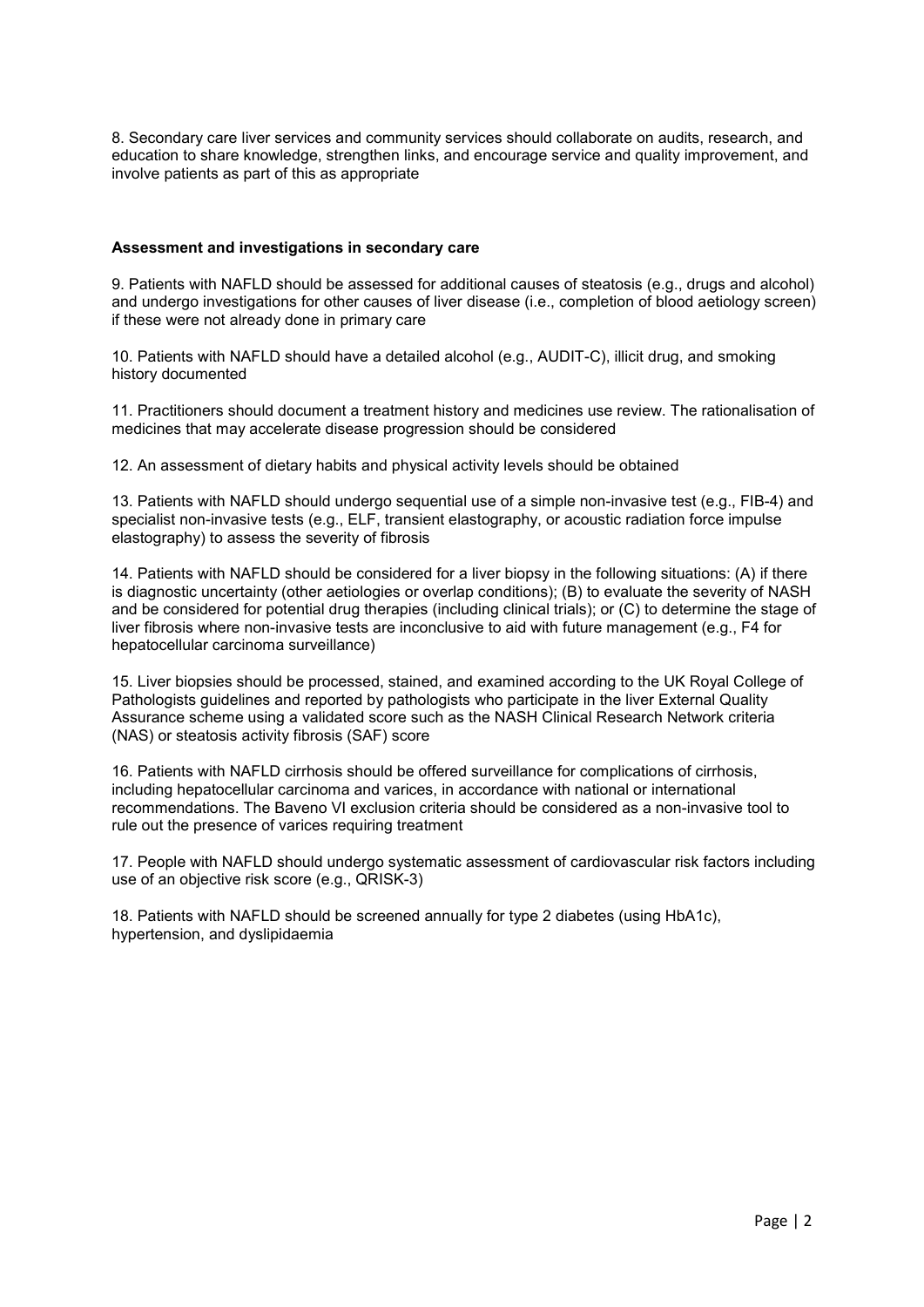8. Secondary care liver services and community services should collaborate on audits, research, and education to share knowledge, strengthen links, and encourage service and quality improvement, and involve patients as part of this as appropriate

**Assessment and investigations in secondary care**

9. Patients with NAFLD should be assessed for additional causes of steatosis (e.g., drugs and alcohol) and undergo investigations for other causes of liver disease (i.e., completion of blood aetiology screen) if these were not already done in primary care

10. Patients with NAFLD should have a detailed alcohol (e.g., AUDIT-C), illicit drug, and smoking history documented

11. Practitioners should document a treatment history and medicines use review. The rationalisation of medicines that may accelerate disease progression should be considered

12. An assessment of dietary habits and physical activity levels should be obtained

13. Patients with NAFLD should undergo sequential use of a simple non-invasive test (e.g., FIB-4) and specialist non-invasive tests (e.g., ELF, transient elastography, or acoustic radiation force impulse elastography) to assess the severity of fibrosis

14. Patients with NAFLD should be considered for a liver biopsy in the following situations: (A) if there is diagnostic uncertainty (other aetiologies or overlap conditions); (B) to evaluate the severity of NASH and be considered for potential drug therapies (including clinical trials); or (C) to determine the stage of liver fibrosis where non-invasive tests are inconclusive to aid with future management (e.g., F4 for hepatocellular carcinoma surveillance)

15. Liver biopsies should be processed, stained, and examined according to the UK Royal College of Pathologists guidelines and reported by pathologists who participate in the liver External Quality Assurance scheme using a validated score such as the NASH Clinical Research Network criteria (NAS) or steatosis activity fibrosis (SAF) score

16. Patients with NAFLD cirrhosis should be offered surveillance for complications of cirrhosis, including hepatocellular carcinoma and varices, in accordance with national or international recommendations. The Baveno VI exclusion criteria should be considered as a non-invasive tool to rule out the presence of varices requiring treatment

17. People with NAFLD should undergo systematic assessment of cardiovascular risk factors including use of an objective risk score (e.g., QRISK-3)

18. Patients with NAFLD should be screened annually for type 2 diabetes (using HbA1c), hypertension, and dyslipidaemia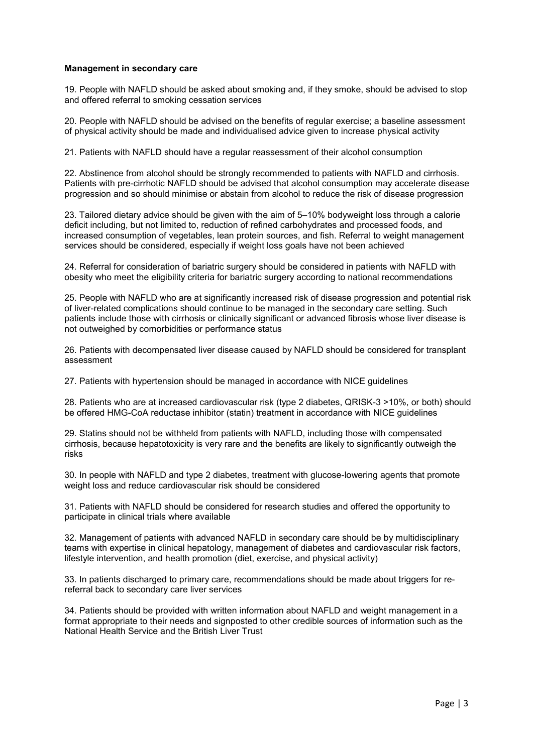**Management in secondary care**

19. People with NAFLD should be asked about smoking and, if they smoke, should be advised to stop and offered referral to smoking cessation services

20. People with NAFLD should be advised on the benefits of regular exercise; a baseline assessment of physical activity should be made and individualised advice given to increase physical activity

21. Patients with NAFLD should have a regular reassessment of their alcohol consumption

22. Abstinence from alcohol should be strongly recommended to patients with NAFLD and cirrhosis. Patients with pre-cirrhotic NAFLD should be advised that alcohol consumption may accelerate disease progression and so should minimise or abstain from alcohol to reduce the risk of disease progression

23. Tailored dietary advice should be given with the aim of 5–10% bodyweight loss through a calorie deficit including, but not limited to, reduction of refined carbohydrates and processed foods, and increased consumption of vegetables, lean protein sources, and fish. Referral to weight management services should be considered, especially if weight loss goals have not been achieved

24. Referral for consideration of bariatric surgery should be considered in patients with NAFLD with obesity who meet the eligibility criteria for bariatric surgery according to national recommendations

25. People with NAFLD who are at significantly increased risk of disease progression and potential risk of liver-related complications should continue to be managed in the secondary care setting. Such patients include those with cirrhosis or clinically significant or advanced fibrosis whose liver disease is not outweighed by comorbidities or performance status

26. Patients with decompensated liver disease caused by NAFLD should be considered for transplant assessment

27. Patients with hypertension should be managed in accordance with NICE guidelines

28. Patients who are at increased cardiovascular risk (type 2 diabetes, QRISK-3 >10%, or both) should be offered HMG-CoA reductase inhibitor (statin) treatment in accordance with NICE guidelines

29. Statins should not be withheld from patients with NAFLD, including those with compensated cirrhosis, because hepatotoxicity is very rare and the benefits are likely to significantly outweigh the risks

30. In people with NAFLD and type 2 diabetes, treatment with glucose-lowering agents that promote weight loss and reduce cardiovascular risk should be considered

31. Patients with NAFLD should be considered for research studies and offered the opportunity to participate in clinical trials where available

32. Management of patients with advanced NAFLD in secondary care should be by multidisciplinary teams with expertise in clinical hepatology, management of diabetes and cardiovascular risk factors, lifestyle intervention, and health promotion (diet, exercise, and physical activity)

33. In patients discharged to primary care, recommendations should be made about triggers for re-referral back to secondary care liver services

34. Patients should be provided with written information about NAFLD and weight management in a format appropriate to their needs and signposted to other credible sources of information such as the National Health Service and the British Liver Trust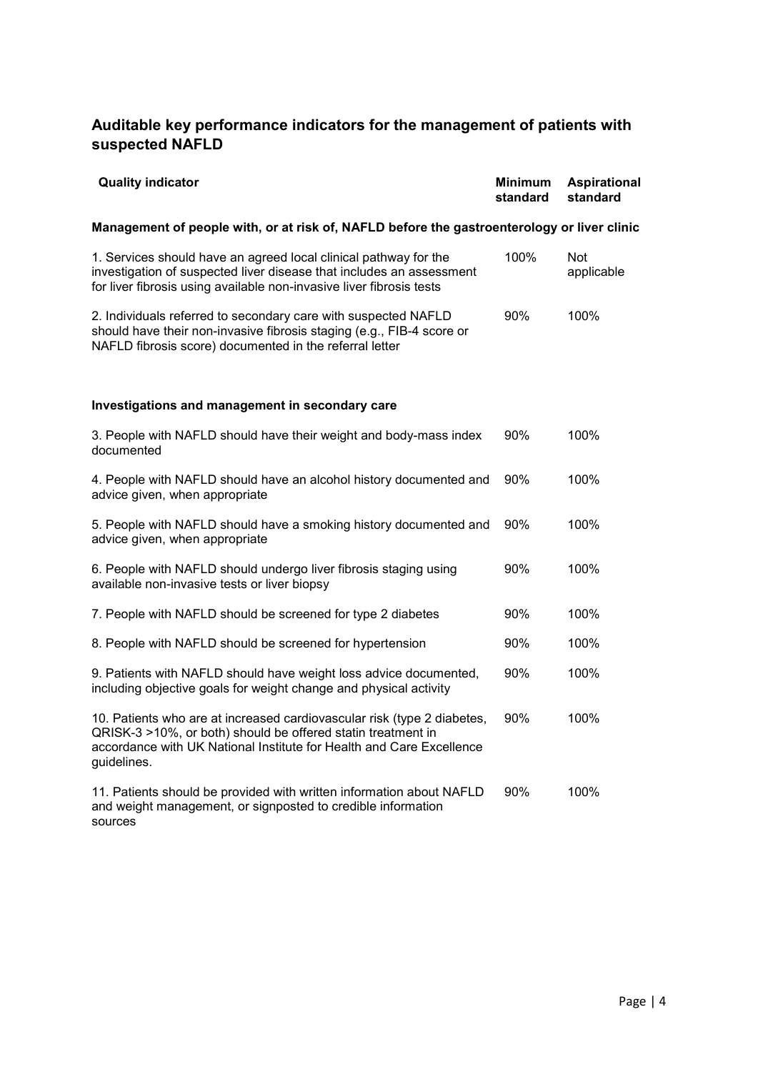## Auditable key performance indicators for the management of patients with suspected NAFLD

| Quality indicator | Minimum standard | Aspirational standard |
|---|---|---|
| **Management of people with, or at risk of, NAFLD before the gastroenterology or liver clinic** | | |
| 1. Services should have an agreed local clinical pathway for the investigation of suspected liver disease that includes an assessment for liver fibrosis using available non-invasive liver fibrosis tests | 100% | Not applicable |
| 2. Individuals referred to secondary care with suspected NAFLD should have their non-invasive fibrosis staging (e.g., FIB-4 score or NAFLD fibrosis score) documented in the referral letter | 90% | 100% |
| **Investigations and management in secondary care** | | |
| 3. People with NAFLD should have their weight and body-mass index documented | 90% | 100% |
| 4. People with NAFLD should have an alcohol history documented and advice given, when appropriate | 90% | 100% |
| 5. People with NAFLD should have a smoking history documented and advice given, when appropriate | 90% | 100% |
| 6. People with NAFLD should undergo liver fibrosis staging using available non-invasive tests or liver biopsy | 90% | 100% |
| 7. People with NAFLD should be screened for type 2 diabetes | 90% | 100% |
| 8. People with NAFLD should be screened for hypertension | 90% | 100% |
| 9. Patients with NAFLD should have weight loss advice documented, including objective goals for weight change and physical activity | 90% | 100% |
| 10. Patients who are at increased cardiovascular risk (type 2 diabetes, QRISK-3 >10%, or both) should be offered statin treatment in accordance with UK National Institute for Health and Care Excellence guidelines. | 90% | 100% |
| 11. Patients should be provided with written information about NAFLD and weight management, or signposted to credible information sources | 90% | 100% |